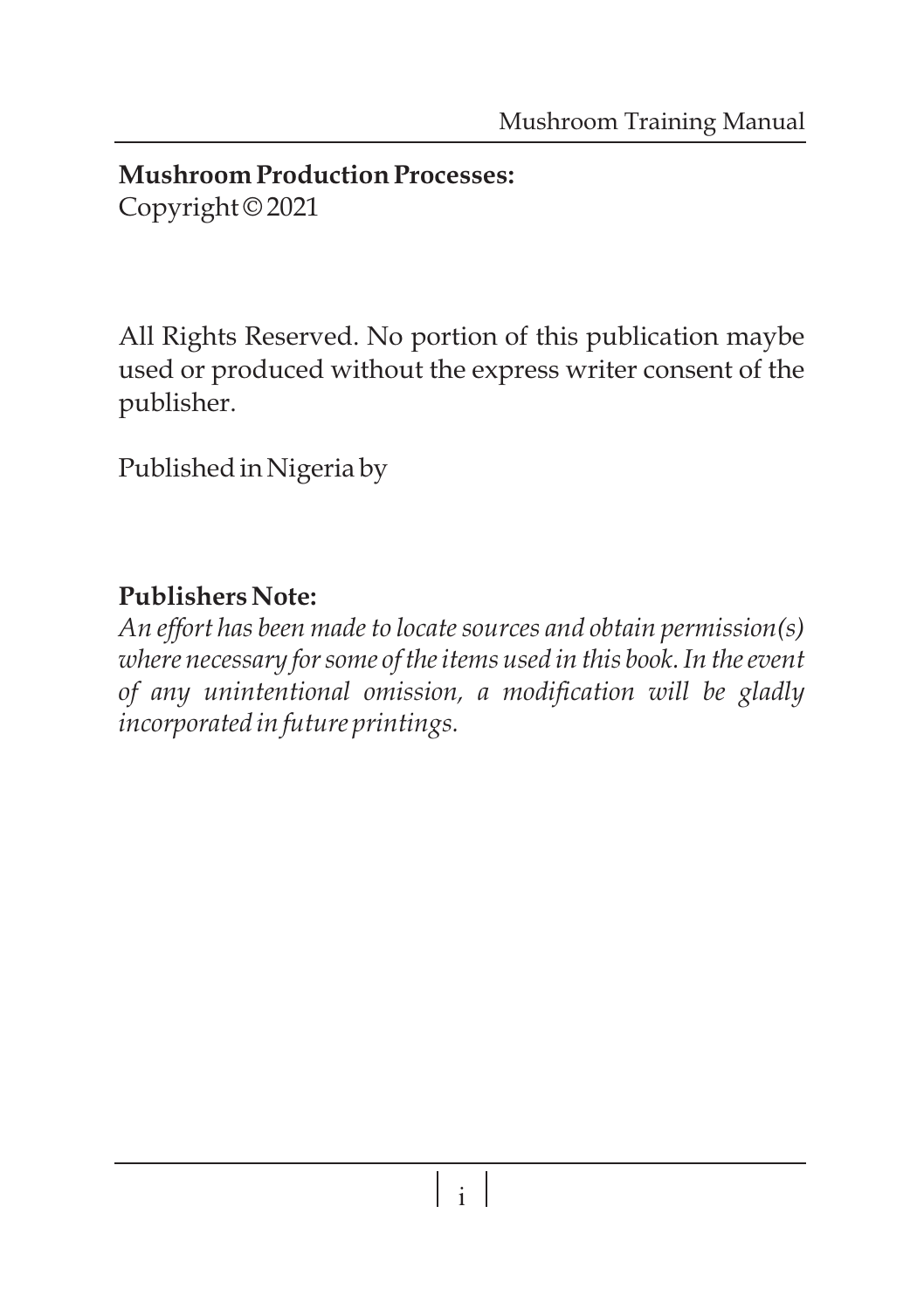**Mushroom Production Processes:**
Copyright © 2021

All Rights Reserved. No portion of this publication maybe used or produced without the express writer consent of the publisher.

Published in Nigeria by

**Publishers Note:**
*An effort has been made to locate sources and obtain permission(s) where necessary for some of the items used in this book. In the event of any unintentional omission, a modification will be gladly incorporated in future printings.*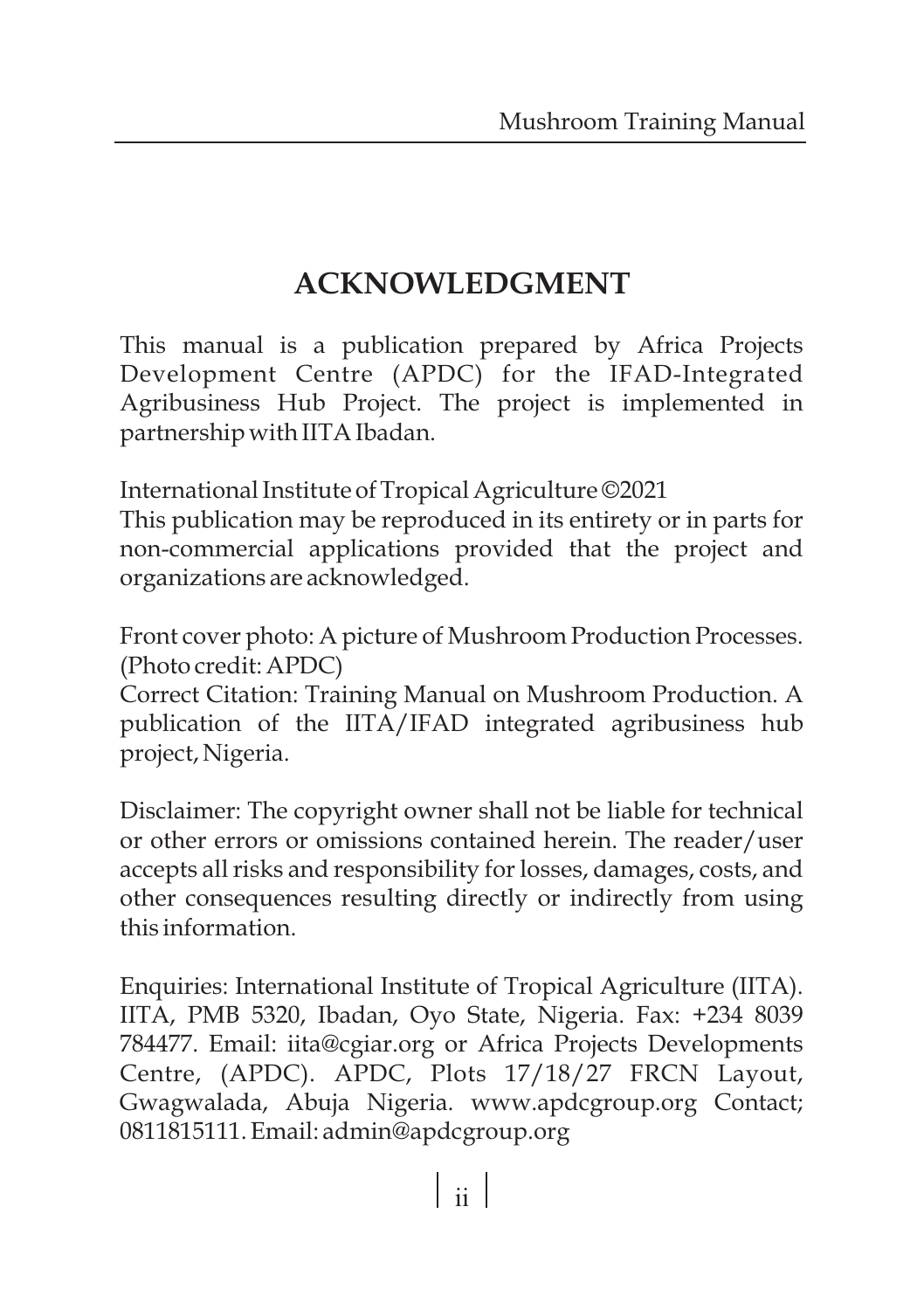# ACKNOWLEDGMENT

This manual is a publication prepared by Africa Projects Development Centre (APDC) for the IFAD-Integrated Agribusiness Hub Project. The project is implemented in partnership with IITA Ibadan.

International Institute of Tropical Agriculture ©2021
This publication may be reproduced in its entirety or in parts for non-commercial applications provided that the project and organizations are acknowledged.

Front cover photo: A picture of Mushroom Production Processes. (Photo credit: APDC)
Correct Citation: Training Manual on Mushroom Production. A publication of the IITA/IFAD integrated agribusiness hub project, Nigeria.

Disclaimer: The copyright owner shall not be liable for technical or other errors or omissions contained herein. The reader/user accepts all risks and responsibility for losses, damages, costs, and other consequences resulting directly or indirectly from using this information.

Enquiries: International Institute of Tropical Agriculture (IITA). IITA, PMB 5320, Ibadan, Oyo State, Nigeria. Fax: +234 8039 784477. Email: iita@cgiar.org or Africa Projects Developments Centre, (APDC). APDC, Plots 17/18/27 FRCN Layout, Gwagwalada, Abuja Nigeria. www.apdcgroup.org Contact; 0811815111. Email: admin@apdcgroup.org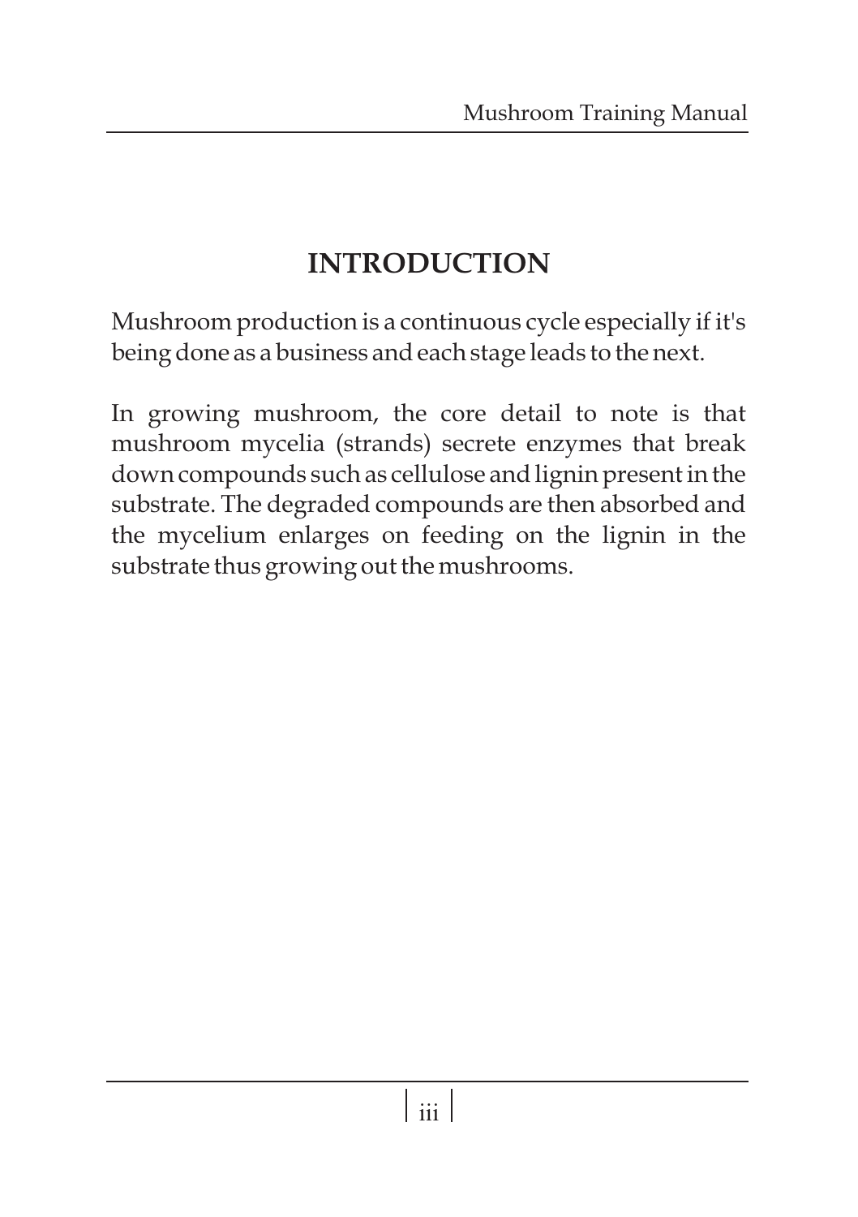# INTRODUCTION

Mushroom production is a continuous cycle especially if it's being done as a business and each stage leads to the next.

In growing mushroom, the core detail to note is that mushroom mycelia (strands) secrete enzymes that break down compounds such as cellulose and lignin present in the substrate. The degraded compounds are then absorbed and the mycelium enlarges on feeding on the lignin in the substrate thus growing out the mushrooms.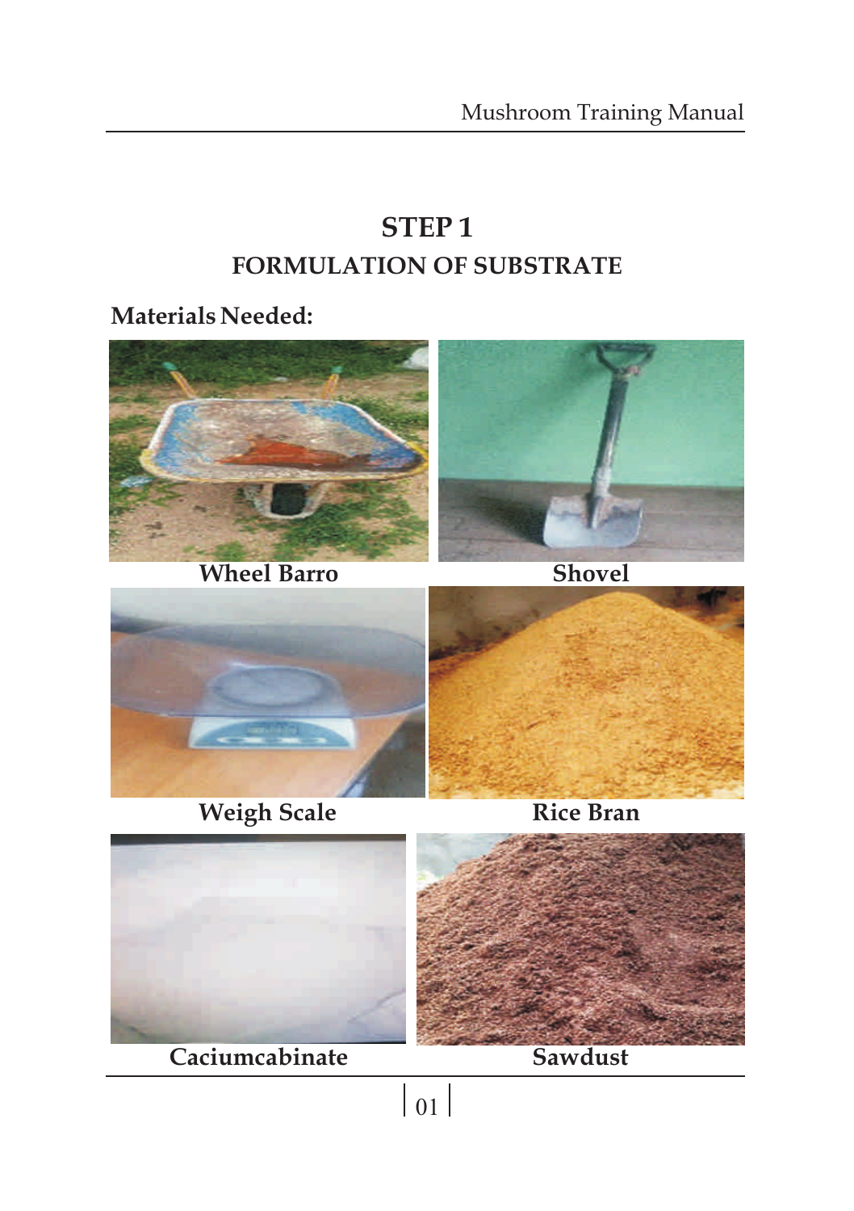# STEP 1

## FORMULATION OF SUBSTRATE

**Materials Needed:**

**Wheel Barro**

**Shovel**

**Weigh Scale**

**Rice Bran**

**Caciumcabinate**

**Sawdust**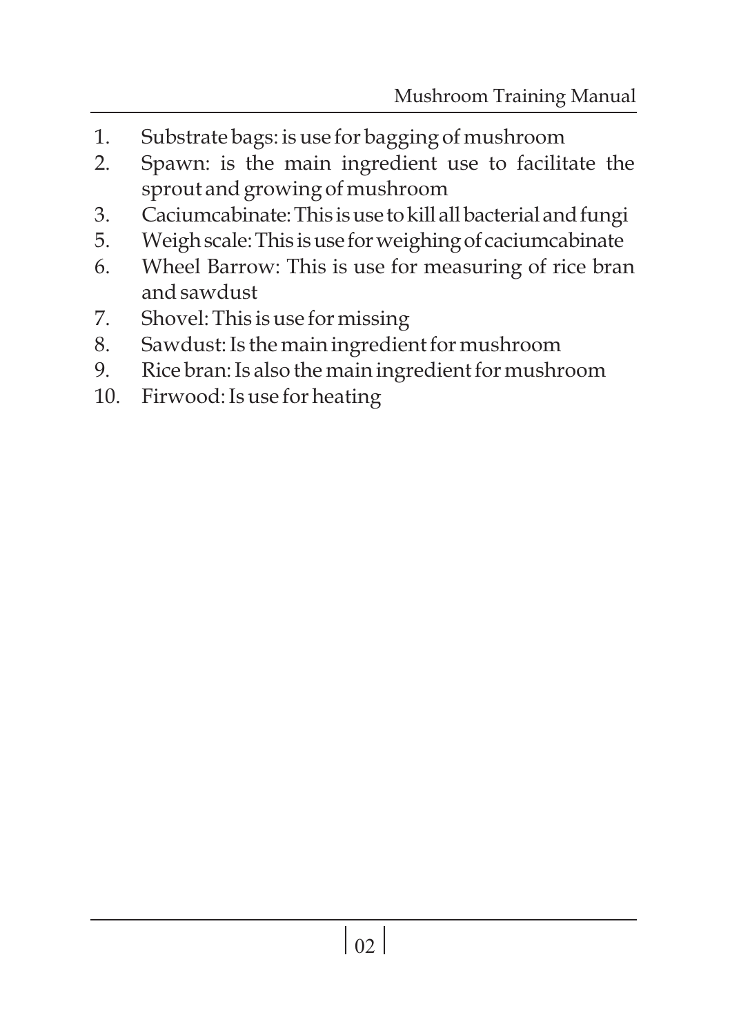1. Substrate bags: is use for bagging of mushroom
2. Spawn: is the main ingredient use to facilitate the sprout and growing of mushroom
3. Caciumcabinate: This is use to kill all bacterial and fungi
5. Weigh scale: This is use for weighing of caciumcabinate
6. Wheel Barrow: This is use for measuring of rice bran and sawdust
7. Shovel: This is use for missing
8. Sawdust: Is the main ingredient for mushroom
9. Rice bran: Is also the main ingredient for mushroom
10. Firwood: Is use for heating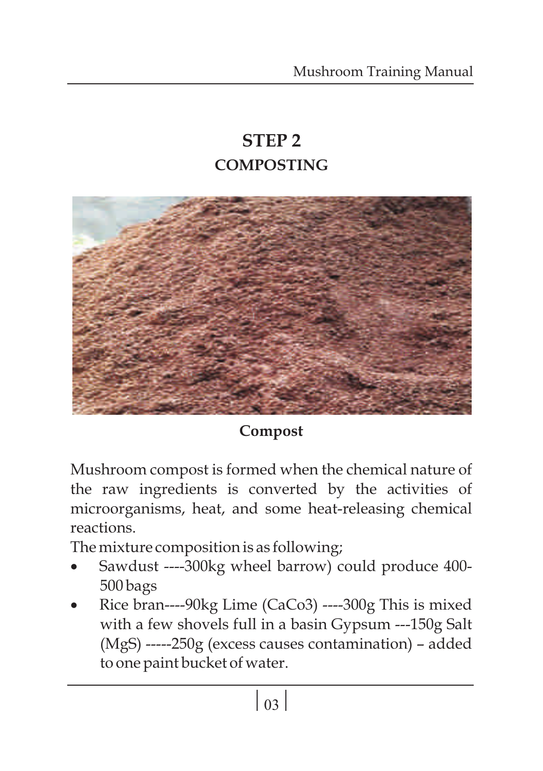# STEP 2

## COMPOSTING

Compost

Mushroom compost is formed when the chemical nature of the raw ingredients is converted by the activities of microorganisms, heat, and some heat-releasing chemical reactions.

The mixture composition is as following;

- Sawdust ----300kg wheel barrow) could produce 400-500 bags
- Rice bran----90kg Lime (CaCo3) ----300g This is mixed with a few shovels full in a basin Gypsum ---150g Salt (MgS) -----250g (excess causes contamination) – added to one paint bucket of water.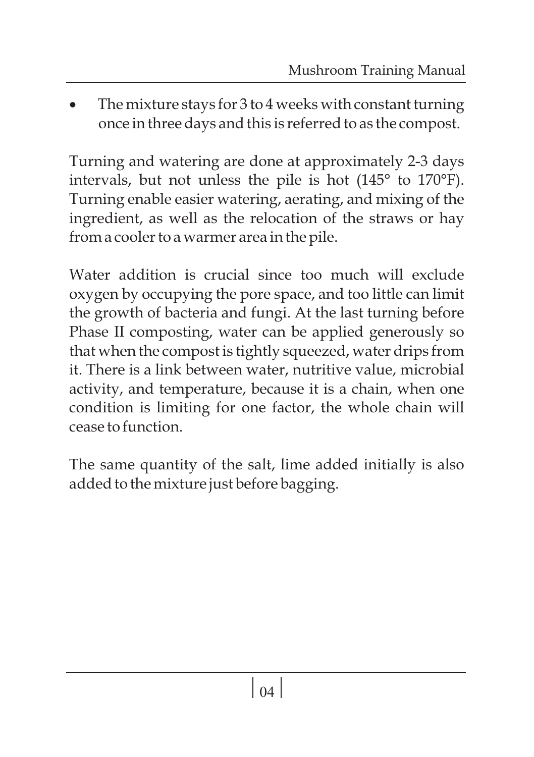- The mixture stays for 3 to 4 weeks with constant turning once in three days and this is referred to as the compost.

Turning and watering are done at approximately 2-3 days intervals, but not unless the pile is hot (145° to 170°F). Turning enable easier watering, aerating, and mixing of the ingredient, as well as the relocation of the straws or hay from a cooler to a warmer area in the pile.

Water addition is crucial since too much will exclude oxygen by occupying the pore space, and too little can limit the growth of bacteria and fungi. At the last turning before Phase II composting, water can be applied generously so that when the compost is tightly squeezed, water drips from it. There is a link between water, nutritive value, microbial activity, and temperature, because it is a chain, when one condition is limiting for one factor, the whole chain will cease to function.

The same quantity of the salt, lime added initially is also added to the mixture just before bagging.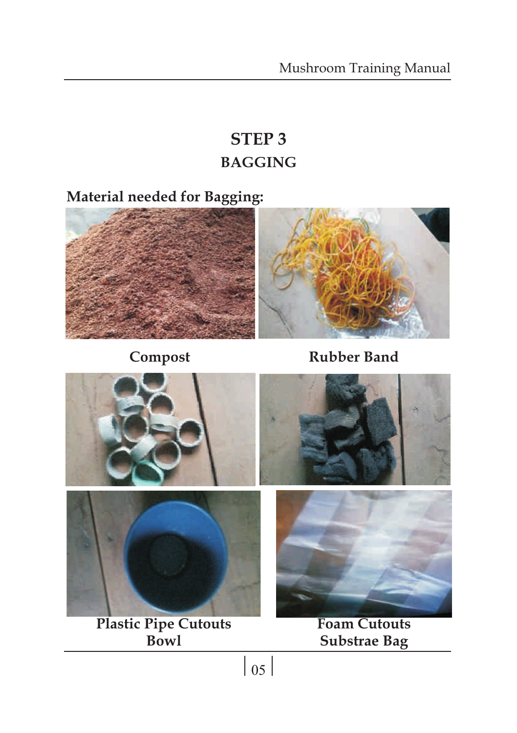# STEP 3

## BAGGING

**Material needed for Bagging:**

**Compost**

**Rubber Band**

**Plastic Pipe Cutouts**
**Bowl**

**Foam Cutouts**
**Substrae Bag**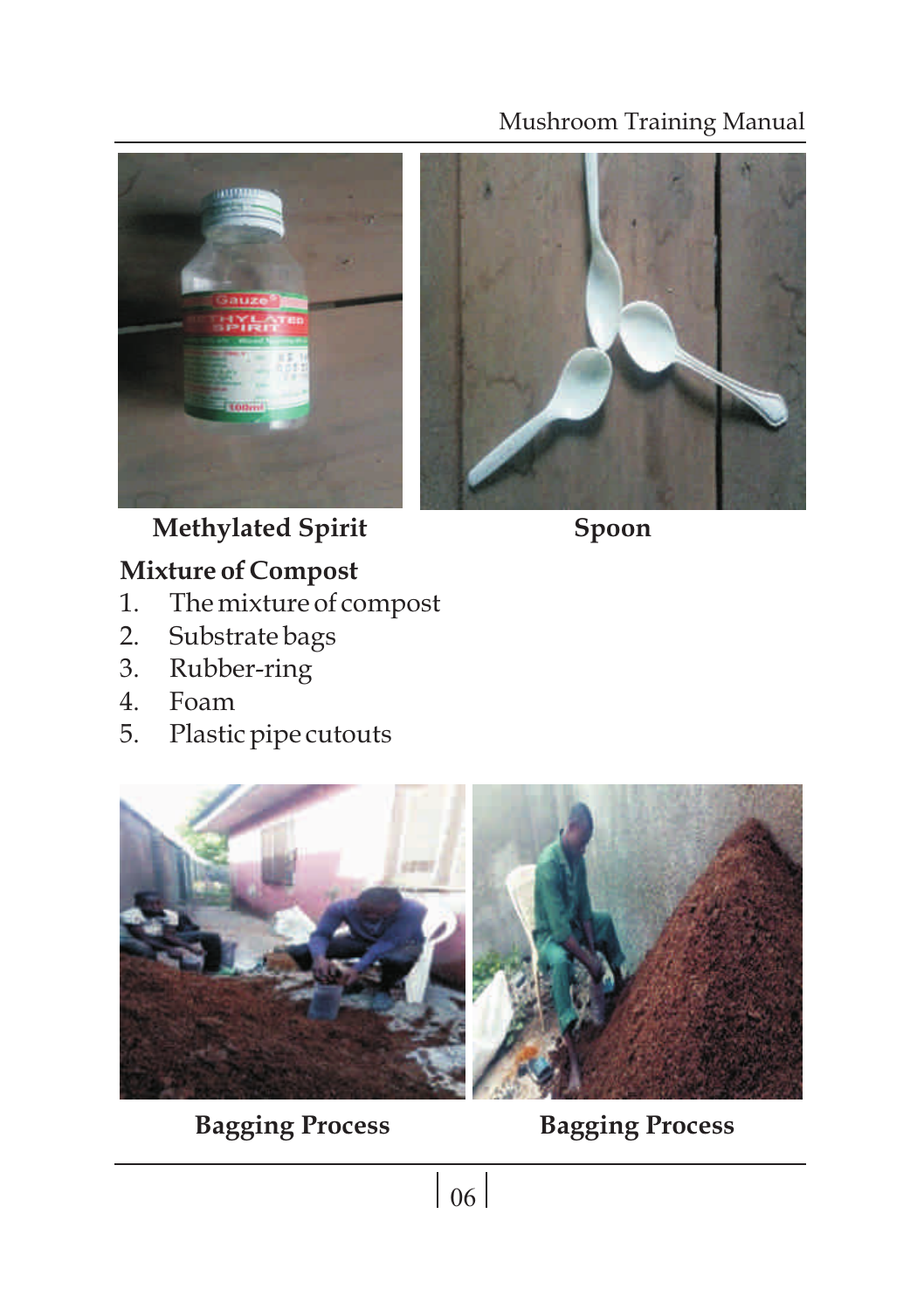Methylated Spirit

Spoon

## Mixture of Compost

1. The mixture of compost
2. Substrate bags
3. Rubber-ring
4. Foam
5. Plastic pipe cutouts

Bagging Process

Bagging Process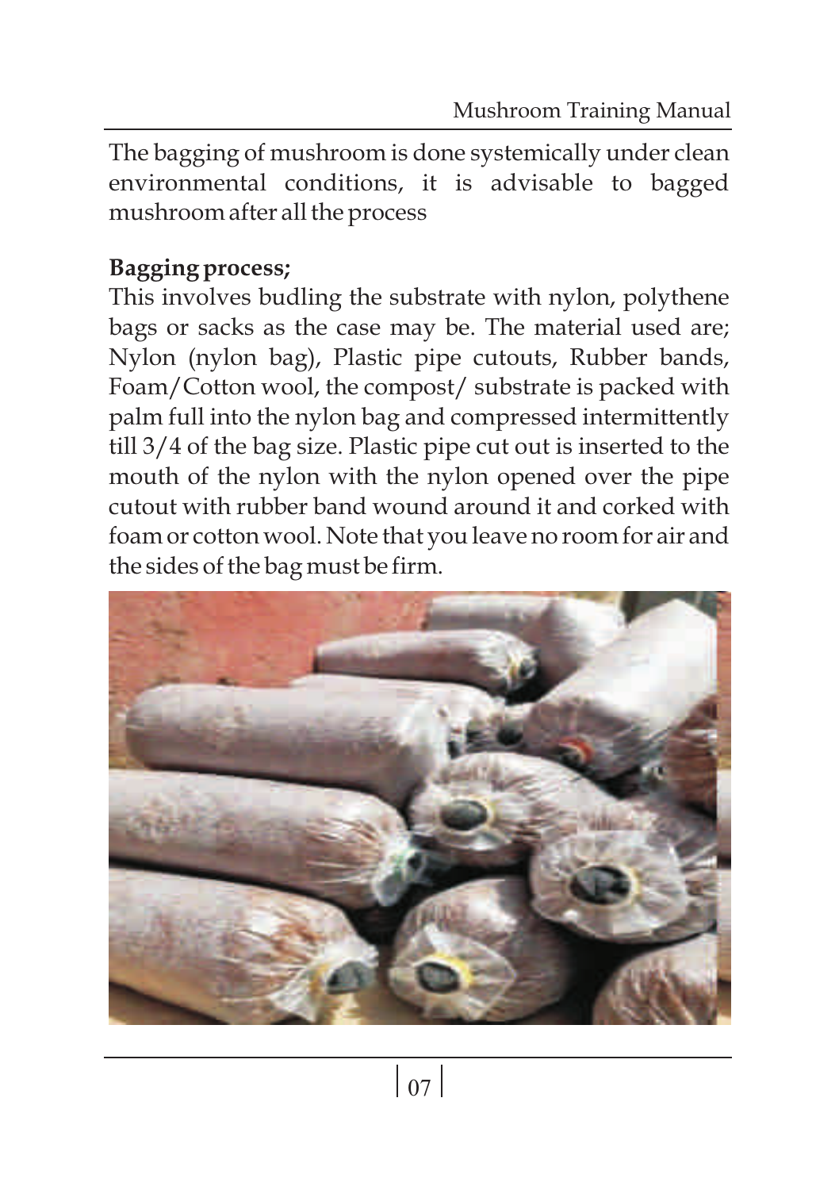The bagging of mushroom is done systemically under clean environmental conditions, it is advisable to bagged mushroom after all the process

**Bagging process;**

This involves budling the substrate with nylon, polythene bags or sacks as the case may be. The material used are; Nylon (nylon bag), Plastic pipe cutouts, Rubber bands, Foam/Cotton wool, the compost/ substrate is packed with palm full into the nylon bag and compressed intermittently till 3/4 of the bag size. Plastic pipe cut out is inserted to the mouth of the nylon with the nylon opened over the pipe cutout with rubber band wound around it and corked with foam or cotton wool. Note that you leave no room for air and the sides of the bag must be firm.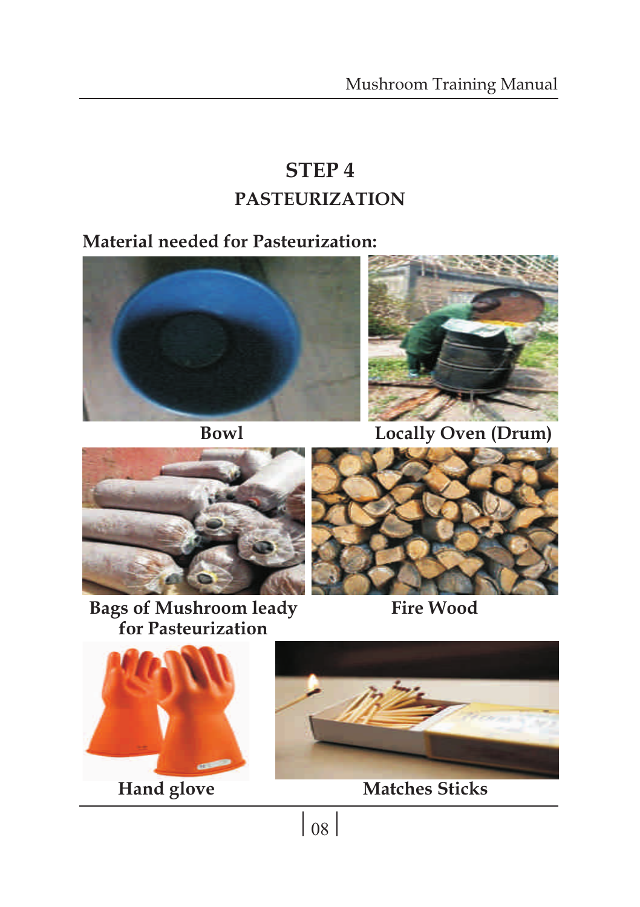# STEP 4

## PASTEURIZATION

**Material needed for Pasteurization:**

**Bowl**

**Locally Oven (Drum)**

**Bags of Mushroom leady for Pasteurization**

**Fire Wood**

**Hand glove**

**Matches Sticks**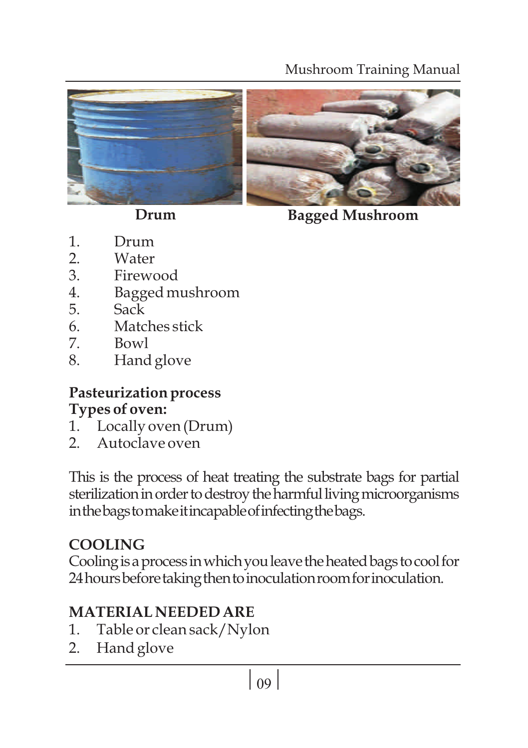Drum

Bagged Mushroom

1. Drum
2. Water
3. Firewood
4. Bagged mushroom
5. Sack
6. Matches stick
7. Bowl
8. Hand glove

**Pasteurization process**
**Types of oven:**

1. Locally oven (Drum)
2. Autoclave oven

This is the process of heat treating the substrate bags for partial sterilization in order to destroy the harmful living microorganisms in the bags to make it incapable of infecting the bags.

## COOLING

Cooling is a process in which you leave the heated bags to cool for 24 hours before taking then to inoculation room for inoculation.

## MATERIAL NEEDED ARE

1. Table or clean sack/Nylon
2. Hand glove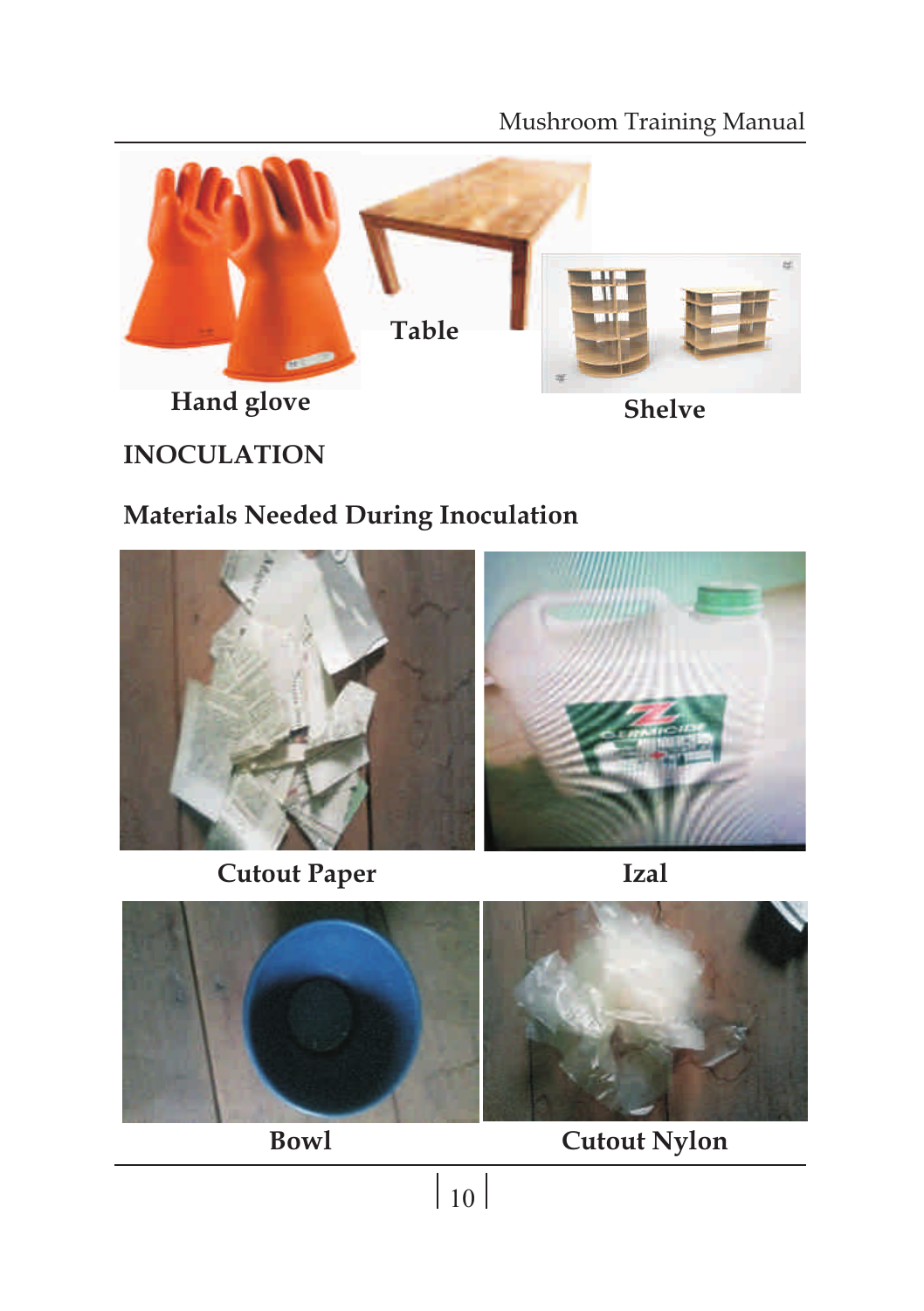Hand glove

Table

Shelve

## INOCULATION

### Materials Needed During Inoculation

Cutout Paper

Izal

Bowl

Cutout Nylon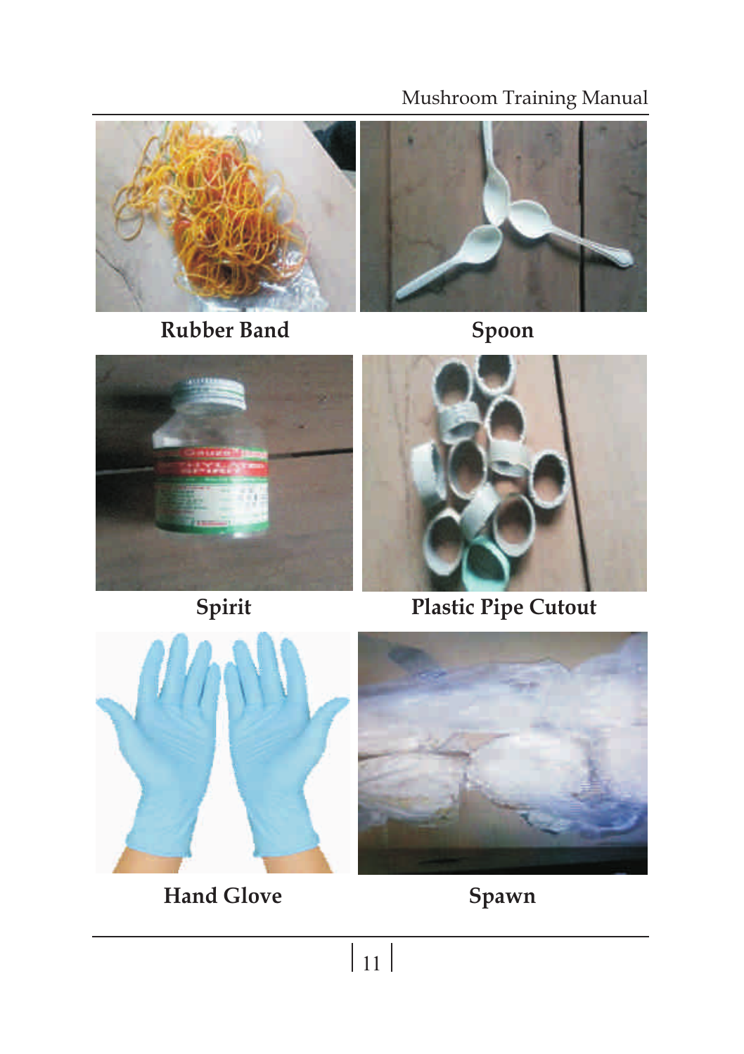Rubber Band

Spoon

Spirit

Plastic Pipe Cutout

Hand Glove

Spawn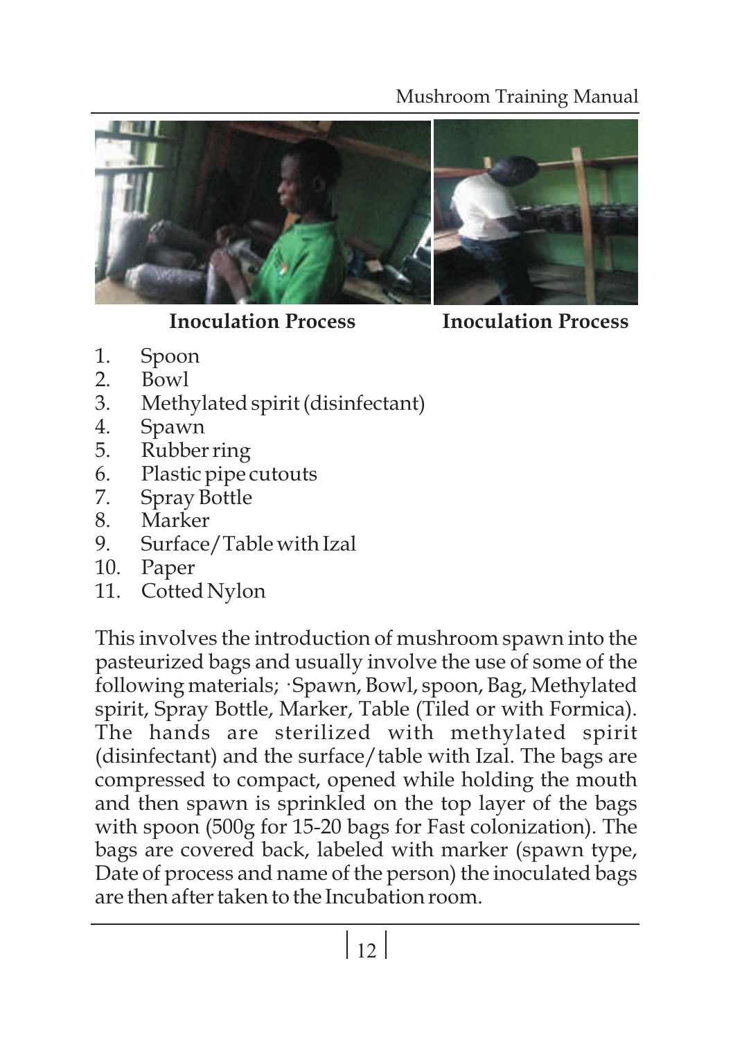**Inoculation Process** **Inoculation Process**

1. Spoon
2. Bowl
3. Methylated spirit (disinfectant)
4. Spawn
5. Rubber ring
6. Plastic pipe cutouts
7. Spray Bottle
8. Marker
9. Surface/Table with Izal
10. Paper
11. Cotted Nylon

This involves the introduction of mushroom spawn into the pasteurized bags and usually involve the use of some of the following materials; ·Spawn, Bowl, spoon, Bag, Methylated spirit, Spray Bottle, Marker, Table (Tiled or with Formica). The hands are sterilized with methylated spirit (disinfectant) and the surface/table with Izal. The bags are compressed to compact, opened while holding the mouth and then spawn is sprinkled on the top layer of the bags with spoon (500g for 15-20 bags for Fast colonization). The bags are covered back, labeled with marker (spawn type, Date of process and name of the person) the inoculated bags are then after taken to the Incubation room.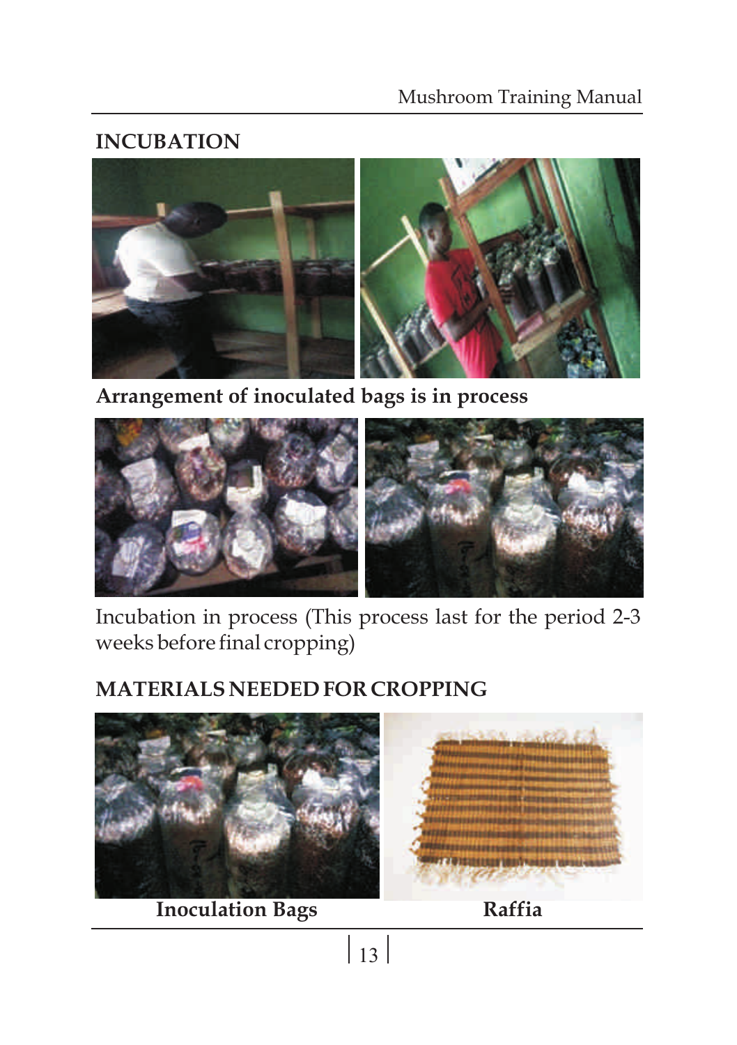## INCUBATION

**Arrangement of inoculated bags is in process**

Incubation in process (This process last for the period 2-3 weeks before final cropping)

## MATERIALS NEEDED FOR CROPPING

**Inoculation Bags** **Raffia**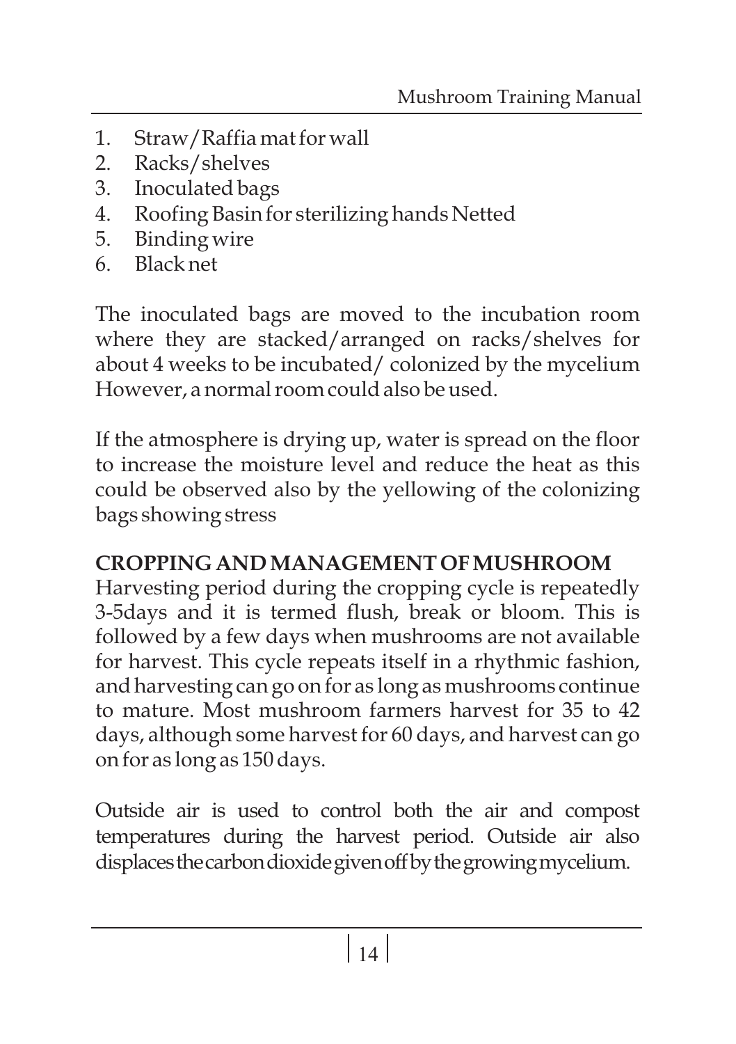1. Straw/Raffia mat for wall
2. Racks/shelves
3. Inoculated bags
4. Roofing Basin for sterilizing hands Netted
5. Binding wire
6. Black net

The inoculated bags are moved to the incubation room where they are stacked/arranged on racks/shelves for about 4 weeks to be incubated/ colonized by the mycelium However, a normal room could also be used.

If the atmosphere is drying up, water is spread on the floor to increase the moisture level and reduce the heat as this could be observed also by the yellowing of the colonizing bags showing stress

**CROPPING AND MANAGEMENT OF MUSHROOM**

Harvesting period during the cropping cycle is repeatedly 3-5days and it is termed flush, break or bloom. This is followed by a few days when mushrooms are not available for harvest. This cycle repeats itself in a rhythmic fashion, and harvesting can go on for as long as mushrooms continue to mature. Most mushroom farmers harvest for 35 to 42 days, although some harvest for 60 days, and harvest can go on for as long as 150 days.

Outside air is used to control both the air and compost temperatures during the harvest period. Outside air also displaces the carbon dioxide given off by the growing mycelium.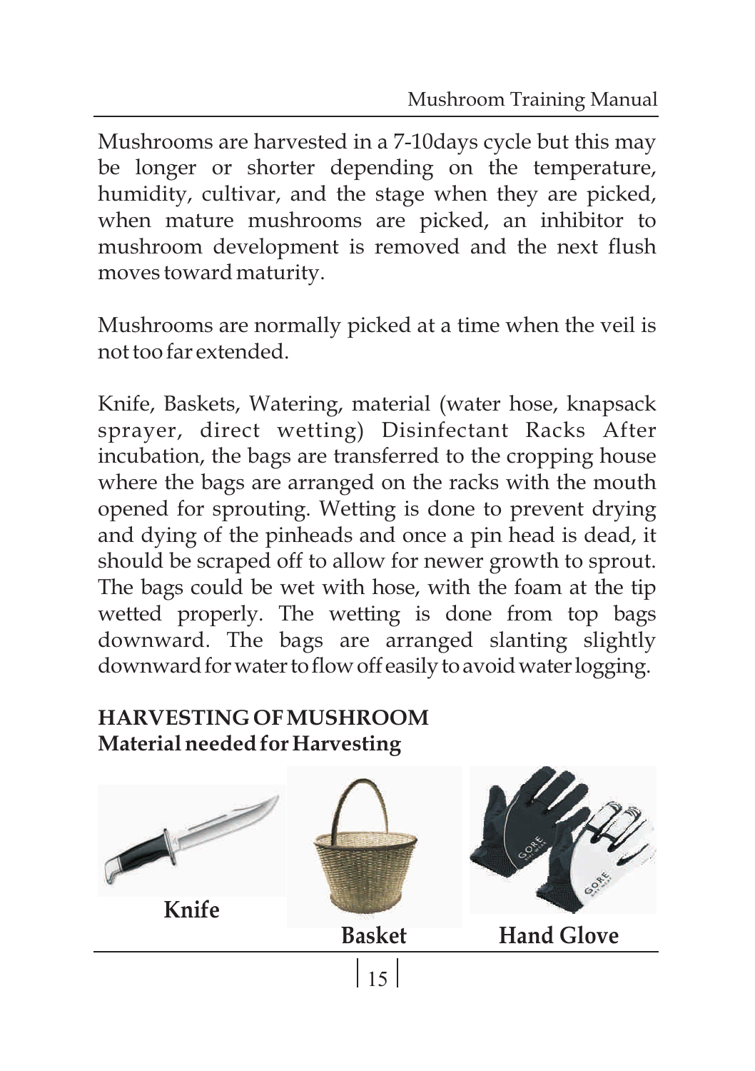Mushrooms are harvested in a 7-10days cycle but this may be longer or shorter depending on the temperature, humidity, cultivar, and the stage when they are picked, when mature mushrooms are picked, an inhibitor to mushroom development is removed and the next flush moves toward maturity.

Mushrooms are normally picked at a time when the veil is not too far extended.

Knife, Baskets, Watering, material (water hose, knapsack sprayer, direct wetting) Disinfectant Racks After incubation, the bags are transferred to the cropping house where the bags are arranged on the racks with the mouth opened for sprouting. Wetting is done to prevent drying and dying of the pinheads and once a pin head is dead, it should be scraped off to allow for newer growth to sprout. The bags could be wet with hose, with the foam at the tip wetted properly. The wetting is done from top bags downward. The bags are arranged slanting slightly downward for water to flow off easily to avoid water logging.

**HARVESTING OF MUSHROOM**
**Material needed for Harvesting**

**Knife**

**Basket**

**Hand Glove**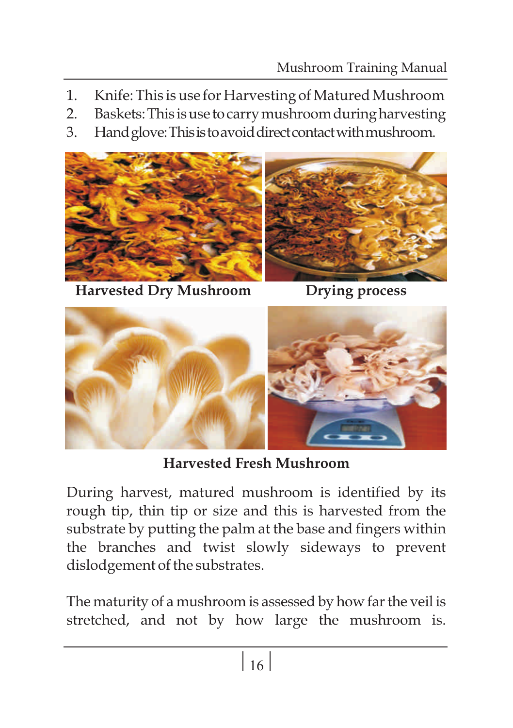1. Knife: This is use for Harvesting of Matured Mushroom
2. Baskets: This is use to carry mushroom during harvesting
3. Hand glove: This is to avoid direct contact with mushroom.

**Harvested Dry Mushroom** **Drying process**

**Harvested Fresh Mushroom**

During harvest, matured mushroom is identified by its rough tip, thin tip or size and this is harvested from the substrate by putting the palm at the base and fingers within the branches and twist slowly sideways to prevent dislodgement of the substrates.

The maturity of a mushroom is assessed by how far the veil is stretched, and not by how large the mushroom is.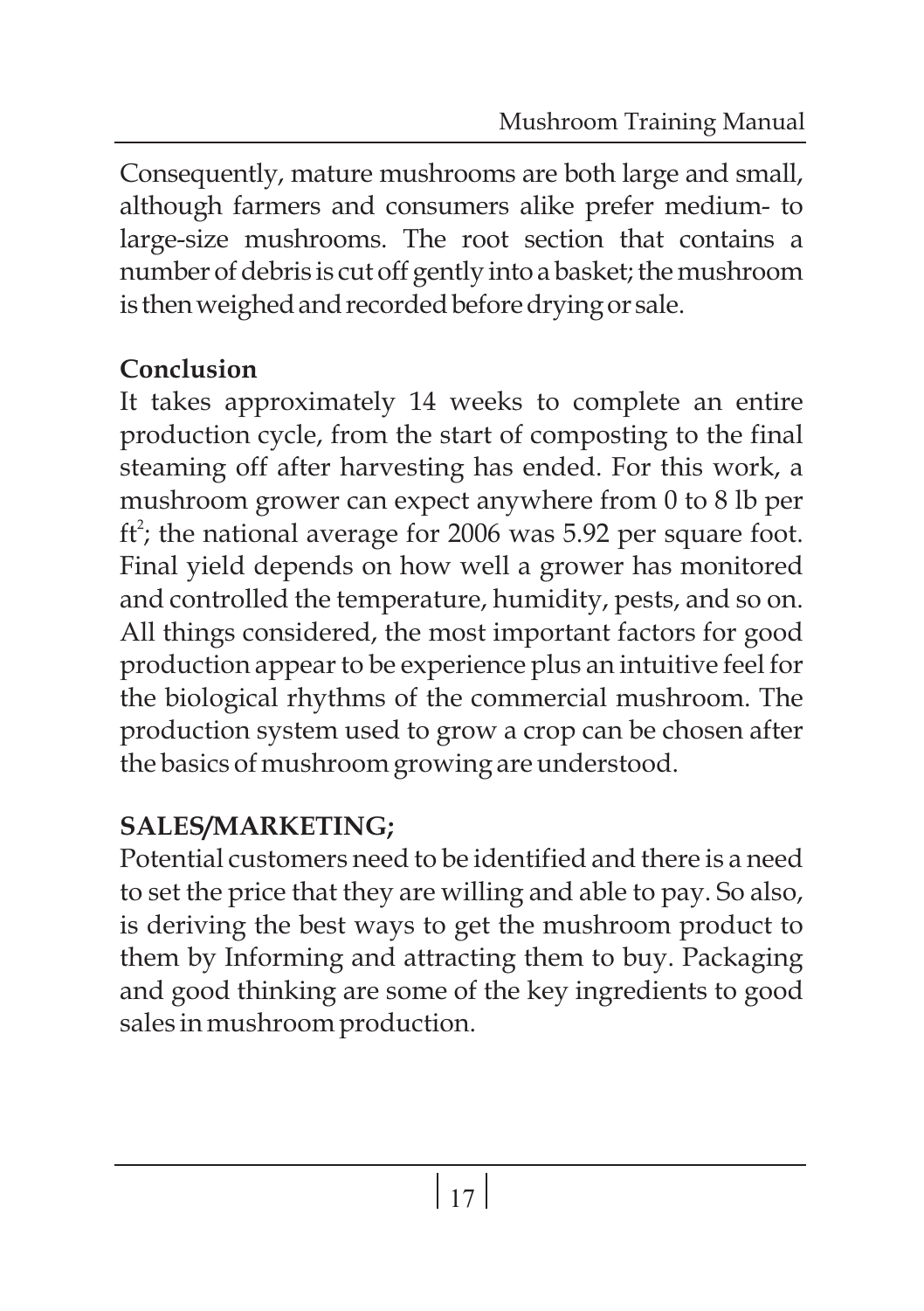Consequently, mature mushrooms are both large and small, although farmers and consumers alike prefer medium- to large-size mushrooms. The root section that contains a number of debris is cut off gently into a basket; the mushroom is then weighed and recorded before drying or sale.

**Conclusion**

It takes approximately 14 weeks to complete an entire production cycle, from the start of composting to the final steaming off after harvesting has ended. For this work, a mushroom grower can expect anywhere from 0 to 8 lb per $ft^2$; the national average for 2006 was 5.92 per square foot. Final yield depends on how well a grower has monitored and controlled the temperature, humidity, pests, and so on. All things considered, the most important factors for good production appear to be experience plus an intuitive feel for the biological rhythms of the commercial mushroom. The production system used to grow a crop can be chosen after the basics of mushroom growing are understood.

**SALES/MARKETING;**

Potential customers need to be identified and there is a need to set the price that they are willing and able to pay. So also, is deriving the best ways to get the mushroom product to them by Informing and attracting them to buy. Packaging and good thinking are some of the key ingredients to good sales in mushroom production.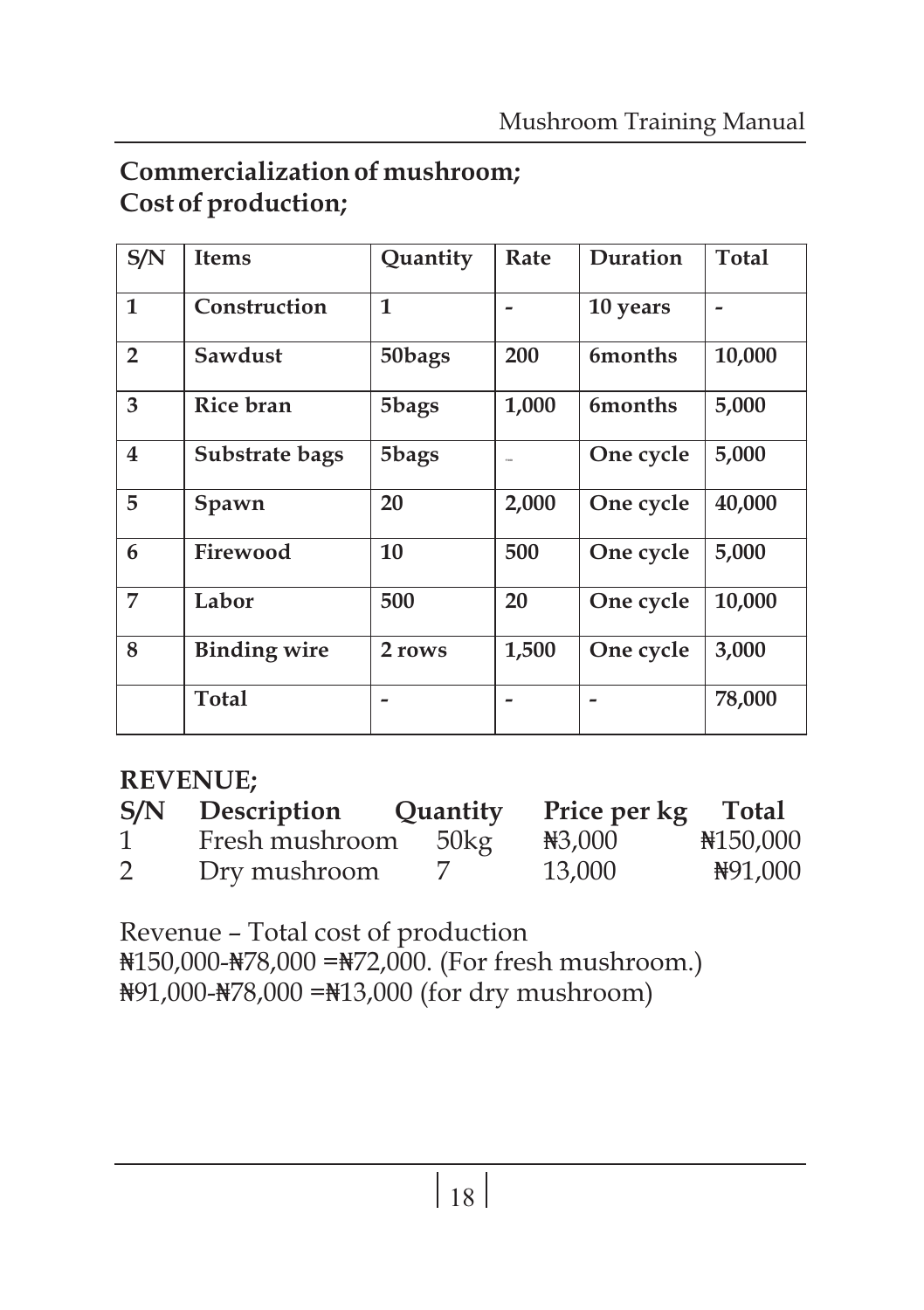## Commercialization of mushroom;
## Cost of production;

| S/N | Items | Quantity | Rate | Duration | Total |
|---|---|---|---|---|---|
| 1 | Construction | 1 | - | 10 years | - |
| 2 | Sawdust | 50bags | 200 | 6months | 10,000 |
| 3 | Rice bran | 5bags | 1,000 | 6months | 5,000 |
| 4 | Substrate bags | 5bags | - | One cycle | 5,000 |
| 5 | Spawn | 20 | 2,000 | One cycle | 40,000 |
| 6 | Firewood | 10 | 500 | One cycle | 5,000 |
| 7 | Labor | 500 | 20 | One cycle | 10,000 |
| 8 | Binding wire | 2 rows | 1,500 | One cycle | 3,000 |
| | Total | - | - | - | 78,000 |

**REVENUE;**

| S/N | Description | Quantity | Price per kg | Total |
|---|---|---|---|---|
| 1 | Fresh mushroom | 50kg | ₦3,000 | ₦150,000 |
| 2 | Dry mushroom | 7 | 13,000 | ₦91,000 |

Revenue – Total cost of production
₦150,000-₦78,000 =₦72,000. (For fresh mushroom.)
₦91,000-₦78,000 =₦13,000 (for dry mushroom)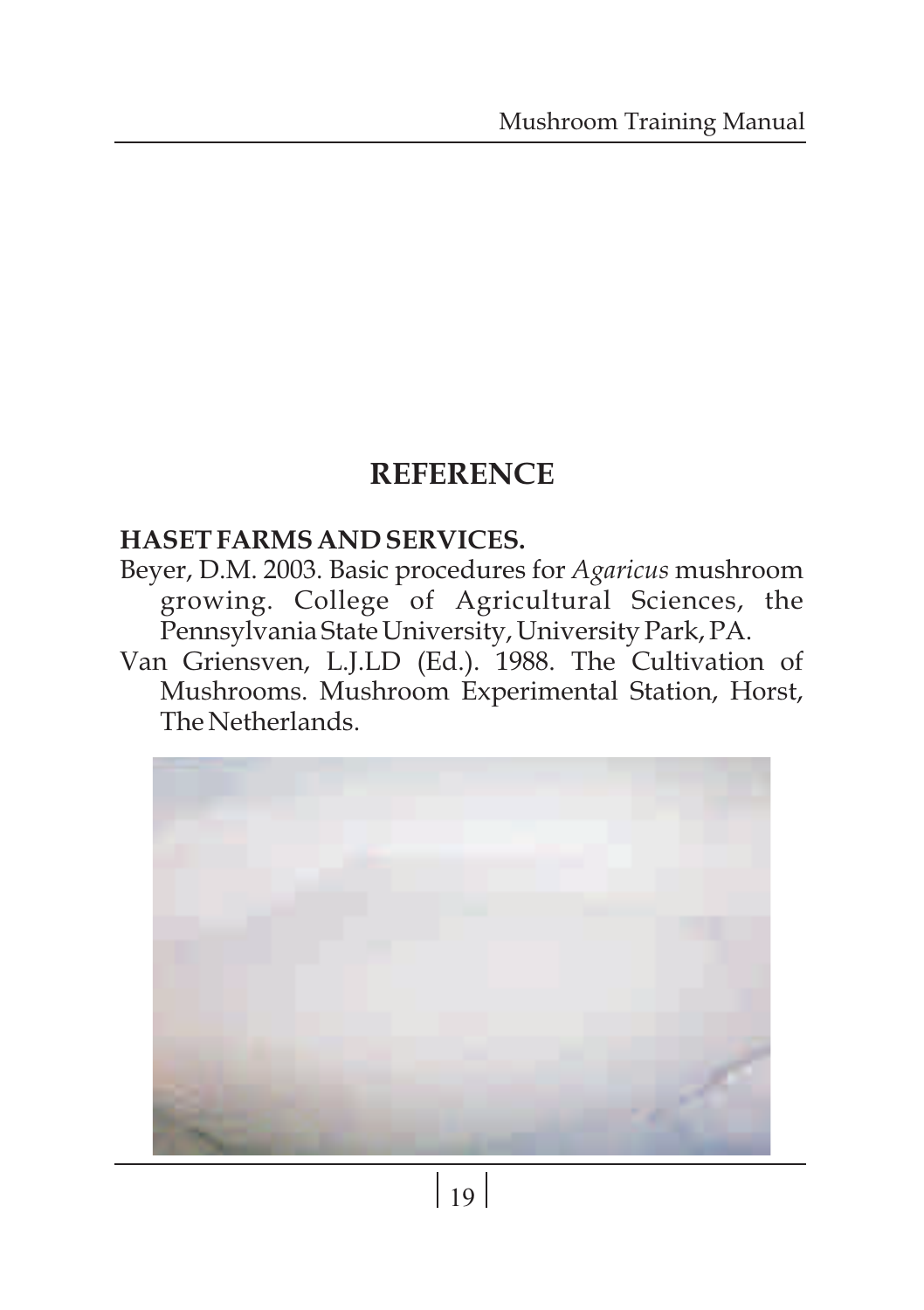# REFERENCE

**HASET FARMS AND SERVICES.**

Beyer, D.M. 2003. Basic procedures for *Agaricus* mushroom growing. College of Agricultural Sciences, the Pennsylvania State University, University Park, PA.

Van Griensven, L.J.LD (Ed.). 1988. The Cultivation of Mushrooms. Mushroom Experimental Station, Horst, The Netherlands.